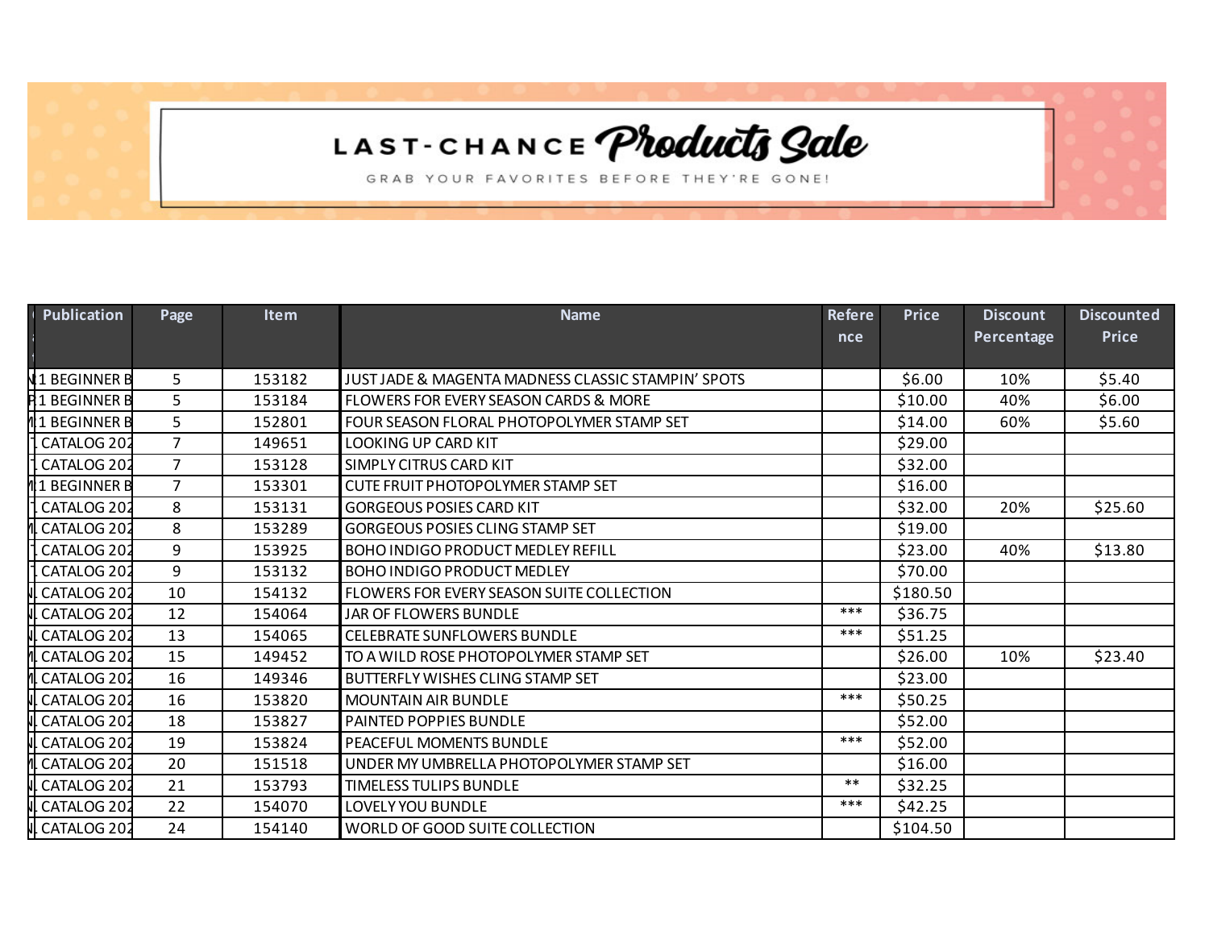# LAST-CHANCE Products Sale

GRAB YOUR FAVORITES BEFORE THEY'RE GONE!

| Publication | Page | Item | Name | Reference | Price | Discount Percentage | Discounted Price |
|---|---|---|---|---|---|---|---|
| 1 BEGINNER B | 5 | 153182 | JUST JADE & MAGENTA MADNESS CLASSIC STAMPIN' SPOTS | | $6.00 | 10% | $5.40 |
| 1 BEGINNER B | 5 | 153184 | FLOWERS FOR EVERY SEASON CARDS & MORE | | $10.00 | 40% | $6.00 |
| 1 BEGINNER B | 5 | 152801 | FOUR SEASON FLORAL PHOTOPOLYMER STAMP SET | | $14.00 | 60% | $5.60 |
| CATALOG 202 | 7 | 149651 | LOOKING UP CARD KIT | | $29.00 | | |
| CATALOG 202 | 7 | 153128 | SIMPLY CITRUS CARD KIT | | $32.00 | | |
| 1 BEGINNER B | 7 | 153301 | CUTE FRUIT PHOTOPOLYMER STAMP SET | | $16.00 | | |
| CATALOG 202 | 8 | 153131 | GORGEOUS POSIES CARD KIT | | $32.00 | 20% | $25.60 |
| CATALOG 202 | 8 | 153289 | GORGEOUS POSIES CLING STAMP SET | | $19.00 | | |
| CATALOG 202 | 9 | 153925 | BOHO INDIGO PRODUCT MEDLEY REFILL | | $23.00 | 40% | $13.80 |
| CATALOG 202 | 9 | 153132 | BOHO INDIGO PRODUCT MEDLEY | | $70.00 | | |
| CATALOG 202 | 10 | 154132 | FLOWERS FOR EVERY SEASON SUITE COLLECTION | | $180.50 | | |
| CATALOG 202 | 12 | 154064 | JAR OF FLOWERS BUNDLE | *** | $36.75 | | |
| CATALOG 202 | 13 | 154065 | CELEBRATE SUNFLOWERS BUNDLE | *** | $51.25 | | |
| CATALOG 202 | 15 | 149452 | TO A WILD ROSE PHOTOPOLYMER STAMP SET | | $26.00 | 10% | $23.40 |
| CATALOG 202 | 16 | 149346 | BUTTERFLY WISHES CLING STAMP SET | | $23.00 | | |
| CATALOG 202 | 16 | 153820 | MOUNTAIN AIR BUNDLE | *** | $50.25 | | |
| CATALOG 202 | 18 | 153827 | PAINTED POPPIES BUNDLE | | $52.00 | | |
| CATALOG 202 | 19 | 153824 | PEACEFUL MOMENTS BUNDLE | *** | $52.00 | | |
| CATALOG 202 | 20 | 151518 | UNDER MY UMBRELLA PHOTOPOLYMER STAMP SET | | $16.00 | | |
| CATALOG 202 | 21 | 153793 | TIMELESS TULIPS BUNDLE | ** | $32.25 | | |
| CATALOG 202 | 22 | 154070 | LOVELY YOU BUNDLE | *** | $42.25 | | |
| CATALOG 202 | 24 | 154140 | WORLD OF GOOD SUITE COLLECTION | | $104.50 | | |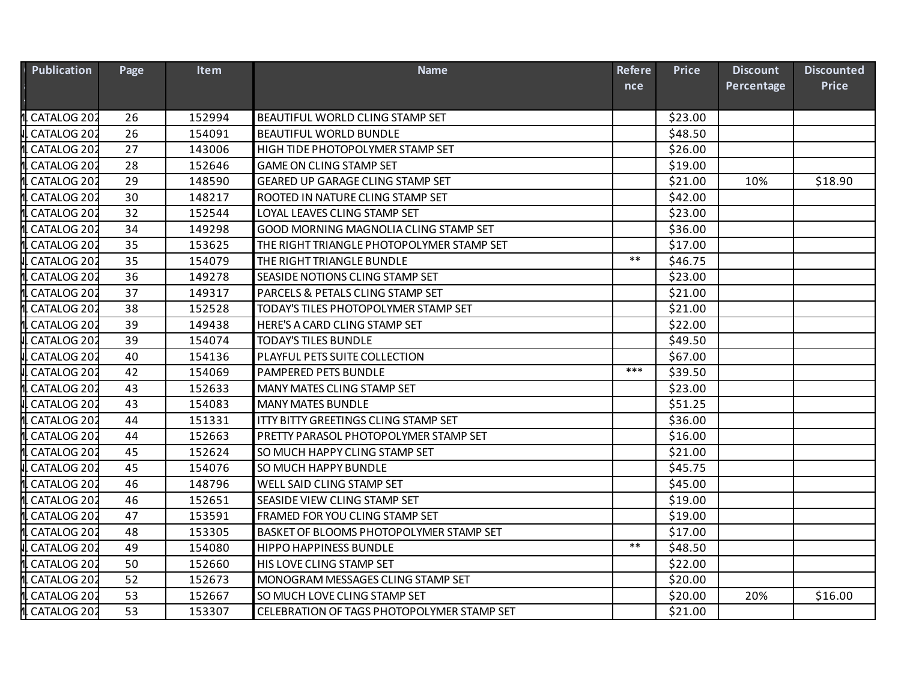| Publication | Page | Item | Name | Reference | Price | Discount Percentage | Discounted Price |
|---|---|---|---|---|---|---|---|
| CATALOG 202 | 26 | 152994 | BEAUTIFUL WORLD CLING STAMP SET | | $23.00 | | |
| CATALOG 202 | 26 | 154091 | BEAUTIFUL WORLD BUNDLE | | $48.50 | | |
| CATALOG 202 | 27 | 143006 | HIGH TIDE PHOTOPOLYMER STAMP SET | | $26.00 | | |
| CATALOG 202 | 28 | 152646 | GAME ON CLING STAMP SET | | $19.00 | | |
| CATALOG 202 | 29 | 148590 | GEARED UP GARAGE CLING STAMP SET | | $21.00 | 10% | $18.90 |
| CATALOG 202 | 30 | 148217 | ROOTED IN NATURE CLING STAMP SET | | $42.00 | | |
| CATALOG 202 | 32 | 152544 | LOYAL LEAVES CLING STAMP SET | | $23.00 | | |
| CATALOG 202 | 34 | 149298 | GOOD MORNING MAGNOLIA CLING STAMP SET | | $36.00 | | |
| CATALOG 202 | 35 | 153625 | THE RIGHT TRIANGLE PHOTOPOLYMER STAMP SET | | $17.00 | | |
| CATALOG 202 | 35 | 154079 | THE RIGHT TRIANGLE BUNDLE | ** | $46.75 | | |
| CATALOG 202 | 36 | 149278 | SEASIDE NOTIONS CLING STAMP SET | | $23.00 | | |
| CATALOG 202 | 37 | 149317 | PARCELS & PETALS CLING STAMP SET | | $21.00 | | |
| CATALOG 202 | 38 | 152528 | TODAY'S TILES PHOTOPOLYMER STAMP SET | | $21.00 | | |
| CATALOG 202 | 39 | 149438 | HERE'S A CARD CLING STAMP SET | | $22.00 | | |
| CATALOG 202 | 39 | 154074 | TODAY'S TILES BUNDLE | | $49.50 | | |
| CATALOG 202 | 40 | 154136 | PLAYFUL PETS SUITE COLLECTION | | $67.00 | | |
| CATALOG 202 | 42 | 154069 | PAMPERED PETS BUNDLE | *** | $39.50 | | |
| CATALOG 202 | 43 | 152633 | MANY MATES CLING STAMP SET | | $23.00 | | |
| CATALOG 202 | 43 | 154083 | MANY MATES BUNDLE | | $51.25 | | |
| CATALOG 202 | 44 | 151331 | ITTY BITTY GREETINGS CLING STAMP SET | | $36.00 | | |
| CATALOG 202 | 44 | 152663 | PRETTY PARASOL PHOTOPOLYMER STAMP SET | | $16.00 | | |
| CATALOG 202 | 45 | 152624 | SO MUCH HAPPY CLING STAMP SET | | $21.00 | | |
| CATALOG 202 | 45 | 154076 | SO MUCH HAPPY BUNDLE | | $45.75 | | |
| CATALOG 202 | 46 | 148796 | WELL SAID CLING STAMP SET | | $45.00 | | |
| CATALOG 202 | 46 | 152651 | SEASIDE VIEW CLING STAMP SET | | $19.00 | | |
| CATALOG 202 | 47 | 153591 | FRAMED FOR YOU CLING STAMP SET | | $19.00 | | |
| CATALOG 202 | 48 | 153305 | BASKET OF BLOOMS PHOTOPOLYMER STAMP SET | | $17.00 | | |
| CATALOG 202 | 49 | 154080 | HIPPO HAPPINESS BUNDLE | ** | $48.50 | | |
| CATALOG 202 | 50 | 152660 | HIS LOVE CLING STAMP SET | | $22.00 | | |
| CATALOG 202 | 52 | 152673 | MONOGRAM MESSAGES CLING STAMP SET | | $20.00 | | |
| CATALOG 202 | 53 | 152667 | SO MUCH LOVE CLING STAMP SET | | $20.00 | 20% | $16.00 |
| CATALOG 202 | 53 | 153307 | CELEBRATION OF TAGS PHOTOPOLYMER STAMP SET | | $21.00 | | |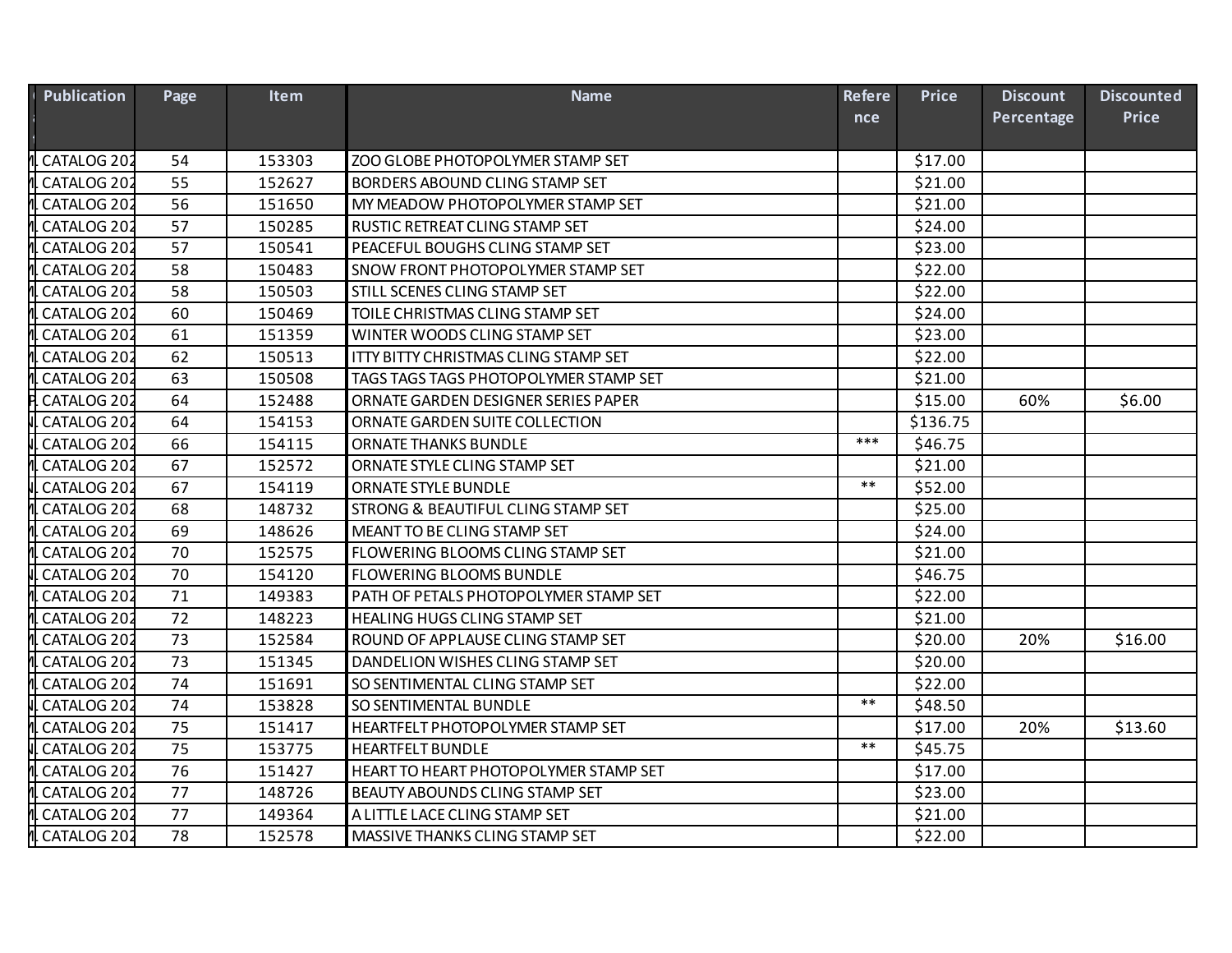| Publication | Page | Item | Name | Reference | Price | Discount Percentage | Discounted Price |
|---|---|---|---|---|---|---|---|
| CATALOG 202 | 54 | 153303 | ZOO GLOBE PHOTOPOLYMER STAMP SET | | $17.00 | | |
| CATALOG 202 | 55 | 152627 | BORDERS ABOUND CLING STAMP SET | | $21.00 | | |
| CATALOG 202 | 56 | 151650 | MY MEADOW PHOTOPOLYMER STAMP SET | | $21.00 | | |
| CATALOG 202 | 57 | 150285 | RUSTIC RETREAT CLING STAMP SET | | $24.00 | | |
| CATALOG 202 | 57 | 150541 | PEACEFUL BOUGHS CLING STAMP SET | | $23.00 | | |
| CATALOG 202 | 58 | 150483 | SNOW FRONT PHOTOPOLYMER STAMP SET | | $22.00 | | |
| CATALOG 202 | 58 | 150503 | STILL SCENES CLING STAMP SET | | $22.00 | | |
| CATALOG 202 | 60 | 150469 | TOILE CHRISTMAS CLING STAMP SET | | $24.00 | | |
| CATALOG 202 | 61 | 151359 | WINTER WOODS CLING STAMP SET | | $23.00 | | |
| CATALOG 202 | 62 | 150513 | ITTY BITTY CHRISTMAS CLING STAMP SET | | $22.00 | | |
| CATALOG 202 | 63 | 150508 | TAGS TAGS TAGS PHOTOPOLYMER STAMP SET | | $21.00 | | |
| CATALOG 202 | 64 | 152488 | ORNATE GARDEN DESIGNER SERIES PAPER | | $15.00 | 60% | $6.00 |
| CATALOG 202 | 64 | 154153 | ORNATE GARDEN SUITE COLLECTION | | $136.75 | | |
| CATALOG 202 | 66 | 154115 | ORNATE THANKS BUNDLE | *** | $46.75 | | |
| CATALOG 202 | 67 | 152572 | ORNATE STYLE CLING STAMP SET | | $21.00 | | |
| CATALOG 202 | 67 | 154119 | ORNATE STYLE BUNDLE | ** | $52.00 | | |
| CATALOG 202 | 68 | 148732 | STRONG & BEAUTIFUL CLING STAMP SET | | $25.00 | | |
| CATALOG 202 | 69 | 148626 | MEANT TO BE CLING STAMP SET | | $24.00 | | |
| CATALOG 202 | 70 | 152575 | FLOWERING BLOOMS CLING STAMP SET | | $21.00 | | |
| CATALOG 202 | 70 | 154120 | FLOWERING BLOOMS BUNDLE | | $46.75 | | |
| CATALOG 202 | 71 | 149383 | PATH OF PETALS PHOTOPOLYMER STAMP SET | | $22.00 | | |
| CATALOG 202 | 72 | 148223 | HEALING HUGS CLING STAMP SET | | $21.00 | | |
| CATALOG 202 | 73 | 152584 | ROUND OF APPLAUSE CLING STAMP SET | | $20.00 | 20% | $16.00 |
| CATALOG 202 | 73 | 151345 | DANDELION WISHES CLING STAMP SET | | $20.00 | | |
| CATALOG 202 | 74 | 151691 | SO SENTIMENTAL CLING STAMP SET | | $22.00 | | |
| CATALOG 202 | 74 | 153828 | SO SENTIMENTAL BUNDLE | ** | $48.50 | | |
| CATALOG 202 | 75 | 151417 | HEARTFELT PHOTOPOLYMER STAMP SET | | $17.00 | 20% | $13.60 |
| CATALOG 202 | 75 | 153775 | HEARTFELT BUNDLE | ** | $45.75 | | |
| CATALOG 202 | 76 | 151427 | HEART TO HEART PHOTOPOLYMER STAMP SET | | $17.00 | | |
| CATALOG 202 | 77 | 148726 | BEAUTY ABOUNDS CLING STAMP SET | | $23.00 | | |
| CATALOG 202 | 77 | 149364 | A LITTLE LACE CLING STAMP SET | | $21.00 | | |
| CATALOG 202 | 78 | 152578 | MASSIVE THANKS CLING STAMP SET | | $22.00 | | |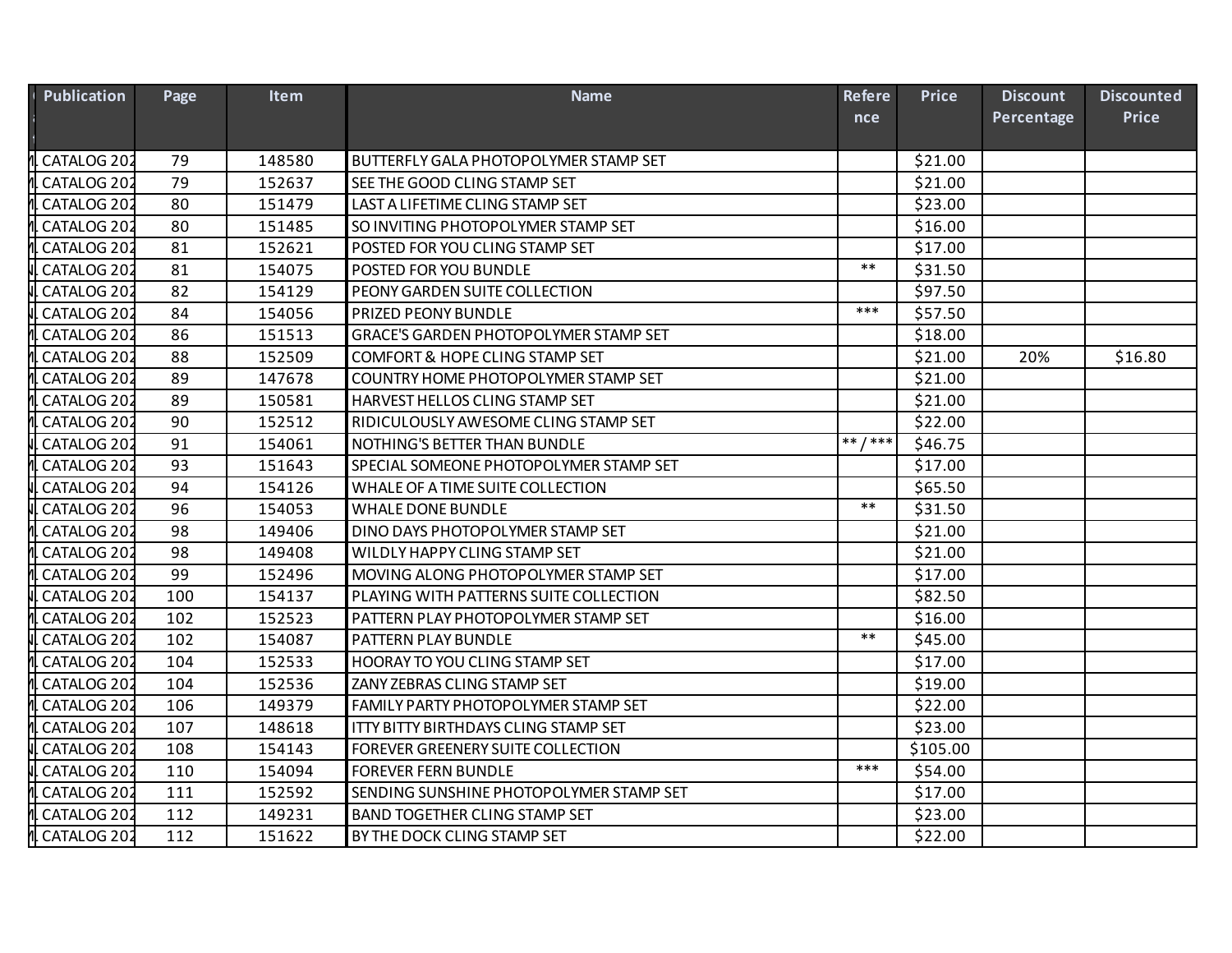| Publication | Page | Item | Name | Reference | Price | Discount Percentage | Discounted Price |
|---|---|---|---|---|---|---|---|
| CATALOG 202 | 79 | 148580 | BUTTERFLY GALA PHOTOPOLYMER STAMP SET | | $21.00 | | |
| CATALOG 202 | 79 | 152637 | SEE THE GOOD CLING STAMP SET | | $21.00 | | |
| CATALOG 202 | 80 | 151479 | LAST A LIFETIME CLING STAMP SET | | $23.00 | | |
| CATALOG 202 | 80 | 151485 | SO INVITING PHOTOPOLYMER STAMP SET | | $16.00 | | |
| CATALOG 202 | 81 | 152621 | POSTED FOR YOU CLING STAMP SET | | $17.00 | | |
| CATALOG 202 | 81 | 154075 | POSTED FOR YOU BUNDLE | ** | $31.50 | | |
| CATALOG 202 | 82 | 154129 | PEONY GARDEN SUITE COLLECTION | | $97.50 | | |
| CATALOG 202 | 84 | 154056 | PRIZED PEONY BUNDLE | *** | $57.50 | | |
| CATALOG 202 | 86 | 151513 | GRACE'S GARDEN PHOTOPOLYMER STAMP SET | | $18.00 | | |
| CATALOG 202 | 88 | 152509 | COMFORT & HOPE CLING STAMP SET | | $21.00 | 20% | $16.80 |
| CATALOG 202 | 89 | 147678 | COUNTRY HOME PHOTOPOLYMER STAMP SET | | $21.00 | | |
| CATALOG 202 | 89 | 150581 | HARVEST HELLOS CLING STAMP SET | | $21.00 | | |
| CATALOG 202 | 90 | 152512 | RIDICULOUSLY AWESOME CLING STAMP SET | | $22.00 | | |
| CATALOG 202 | 91 | 154061 | NOTHING'S BETTER THAN BUNDLE | ** / *** | $46.75 | | |
| CATALOG 202 | 93 | 151643 | SPECIAL SOMEONE PHOTOPOLYMER STAMP SET | | $17.00 | | |
| CATALOG 202 | 94 | 154126 | WHALE OF A TIME SUITE COLLECTION | | $65.50 | | |
| CATALOG 202 | 96 | 154053 | WHALE DONE BUNDLE | ** | $31.50 | | |
| CATALOG 202 | 98 | 149406 | DINO DAYS PHOTOPOLYMER STAMP SET | | $21.00 | | |
| CATALOG 202 | 98 | 149408 | WILDLY HAPPY CLING STAMP SET | | $21.00 | | |
| CATALOG 202 | 99 | 152496 | MOVING ALONG PHOTOPOLYMER STAMP SET | | $17.00 | | |
| CATALOG 202 | 100 | 154137 | PLAYING WITH PATTERNS SUITE COLLECTION | | $82.50 | | |
| CATALOG 202 | 102 | 152523 | PATTERN PLAY PHOTOPOLYMER STAMP SET | | $16.00 | | |
| CATALOG 202 | 102 | 154087 | PATTERN PLAY BUNDLE | ** | $45.00 | | |
| CATALOG 202 | 104 | 152533 | HOORAY TO YOU CLING STAMP SET | | $17.00 | | |
| CATALOG 202 | 104 | 152536 | ZANY ZEBRAS CLING STAMP SET | | $19.00 | | |
| CATALOG 202 | 106 | 149379 | FAMILY PARTY PHOTOPOLYMER STAMP SET | | $22.00 | | |
| CATALOG 202 | 107 | 148618 | ITTY BITTY BIRTHDAYS CLING STAMP SET | | $23.00 | | |
| CATALOG 202 | 108 | 154143 | FOREVER GREENERY SUITE COLLECTION | | $105.00 | | |
| CATALOG 202 | 110 | 154094 | FOREVER FERN BUNDLE | *** | $54.00 | | |
| CATALOG 202 | 111 | 152592 | SENDING SUNSHINE PHOTOPOLYMER STAMP SET | | $17.00 | | |
| CATALOG 202 | 112 | 149231 | BAND TOGETHER CLING STAMP SET | | $23.00 | | |
| CATALOG 202 | 112 | 151622 | BY THE DOCK CLING STAMP SET | | $22.00 | | |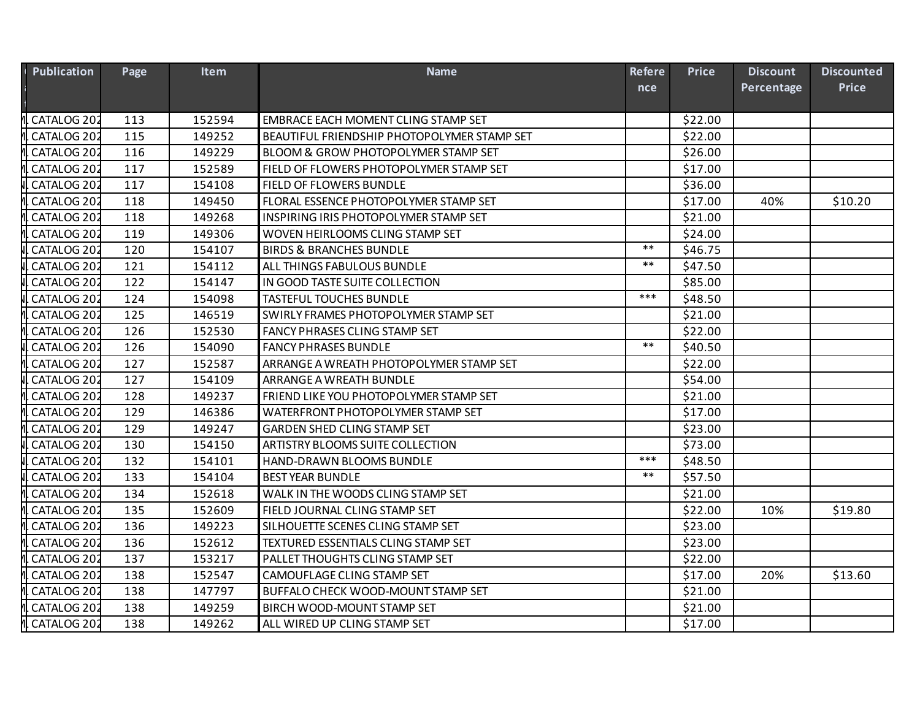| Publication | Page | Item | Name | Reference | Price | Discount Percentage | Discounted Price |
|---|---|---|---|---|---|---|---|
| CATALOG 202 | 113 | 152594 | EMBRACE EACH MOMENT CLING STAMP SET | | $22.00 | | |
| CATALOG 202 | 115 | 149252 | BEAUTIFUL FRIENDSHIP PHOTOPOLYMER STAMP SET | | $22.00 | | |
| CATALOG 202 | 116 | 149229 | BLOOM & GROW PHOTOPOLYMER STAMP SET | | $26.00 | | |
| CATALOG 202 | 117 | 152589 | FIELD OF FLOWERS PHOTOPOLYMER STAMP SET | | $17.00 | | |
| CATALOG 202 | 117 | 154108 | FIELD OF FLOWERS BUNDLE | | $36.00 | | |
| CATALOG 202 | 118 | 149450 | FLORAL ESSENCE PHOTOPOLYMER STAMP SET | | $17.00 | 40% | $10.20 |
| CATALOG 202 | 118 | 149268 | INSPIRING IRIS PHOTOPOLYMER STAMP SET | | $21.00 | | |
| CATALOG 202 | 119 | 149306 | WOVEN HEIRLOOMS CLING STAMP SET | | $24.00 | | |
| CATALOG 202 | 120 | 154107 | BIRDS & BRANCHES BUNDLE | ** | $46.75 | | |
| CATALOG 202 | 121 | 154112 | ALL THINGS FABULOUS BUNDLE | ** | $47.50 | | |
| CATALOG 202 | 122 | 154147 | IN GOOD TASTE SUITE COLLECTION | | $85.00 | | |
| CATALOG 202 | 124 | 154098 | TASTEFUL TOUCHES BUNDLE | *** | $48.50 | | |
| CATALOG 202 | 125 | 146519 | SWIRLY FRAMES PHOTOPOLYMER STAMP SET | | $21.00 | | |
| CATALOG 202 | 126 | 152530 | FANCY PHRASES CLING STAMP SET | | $22.00 | | |
| CATALOG 202 | 126 | 154090 | FANCY PHRASES BUNDLE | ** | $40.50 | | |
| CATALOG 202 | 127 | 152587 | ARRANGE A WREATH PHOTOPOLYMER STAMP SET | | $22.00 | | |
| CATALOG 202 | 127 | 154109 | ARRANGE A WREATH BUNDLE | | $54.00 | | |
| CATALOG 202 | 128 | 149237 | FRIEND LIKE YOU PHOTOPOLYMER STAMP SET | | $21.00 | | |
| CATALOG 202 | 129 | 146386 | WATERFRONT PHOTOPOLYMER STAMP SET | | $17.00 | | |
| CATALOG 202 | 129 | 149247 | GARDEN SHED CLING STAMP SET | | $23.00 | | |
| CATALOG 202 | 130 | 154150 | ARTISTRY BLOOMS SUITE COLLECTION | | $73.00 | | |
| CATALOG 202 | 132 | 154101 | HAND-DRAWN BLOOMS BUNDLE | *** | $48.50 | | |
| CATALOG 202 | 133 | 154104 | BEST YEAR BUNDLE | ** | $57.50 | | |
| CATALOG 202 | 134 | 152618 | WALK IN THE WOODS CLING STAMP SET | | $21.00 | | |
| CATALOG 202 | 135 | 152609 | FIELD JOURNAL CLING STAMP SET | | $22.00 | 10% | $19.80 |
| CATALOG 202 | 136 | 149223 | SILHOUETTE SCENES CLING STAMP SET | | $23.00 | | |
| CATALOG 202 | 136 | 152612 | TEXTURED ESSENTIALS CLING STAMP SET | | $23.00 | | |
| CATALOG 202 | 137 | 153217 | PALLET THOUGHTS CLING STAMP SET | | $22.00 | | |
| CATALOG 202 | 138 | 152547 | CAMOUFLAGE CLING STAMP SET | | $17.00 | 20% | $13.60 |
| CATALOG 202 | 138 | 147797 | BUFFALO CHECK WOOD-MOUNT STAMP SET | | $21.00 | | |
| CATALOG 202 | 138 | 149259 | BIRCH WOOD-MOUNT STAMP SET | | $21.00 | | |
| CATALOG 202 | 138 | 149262 | ALL WIRED UP CLING STAMP SET | | $17.00 | | |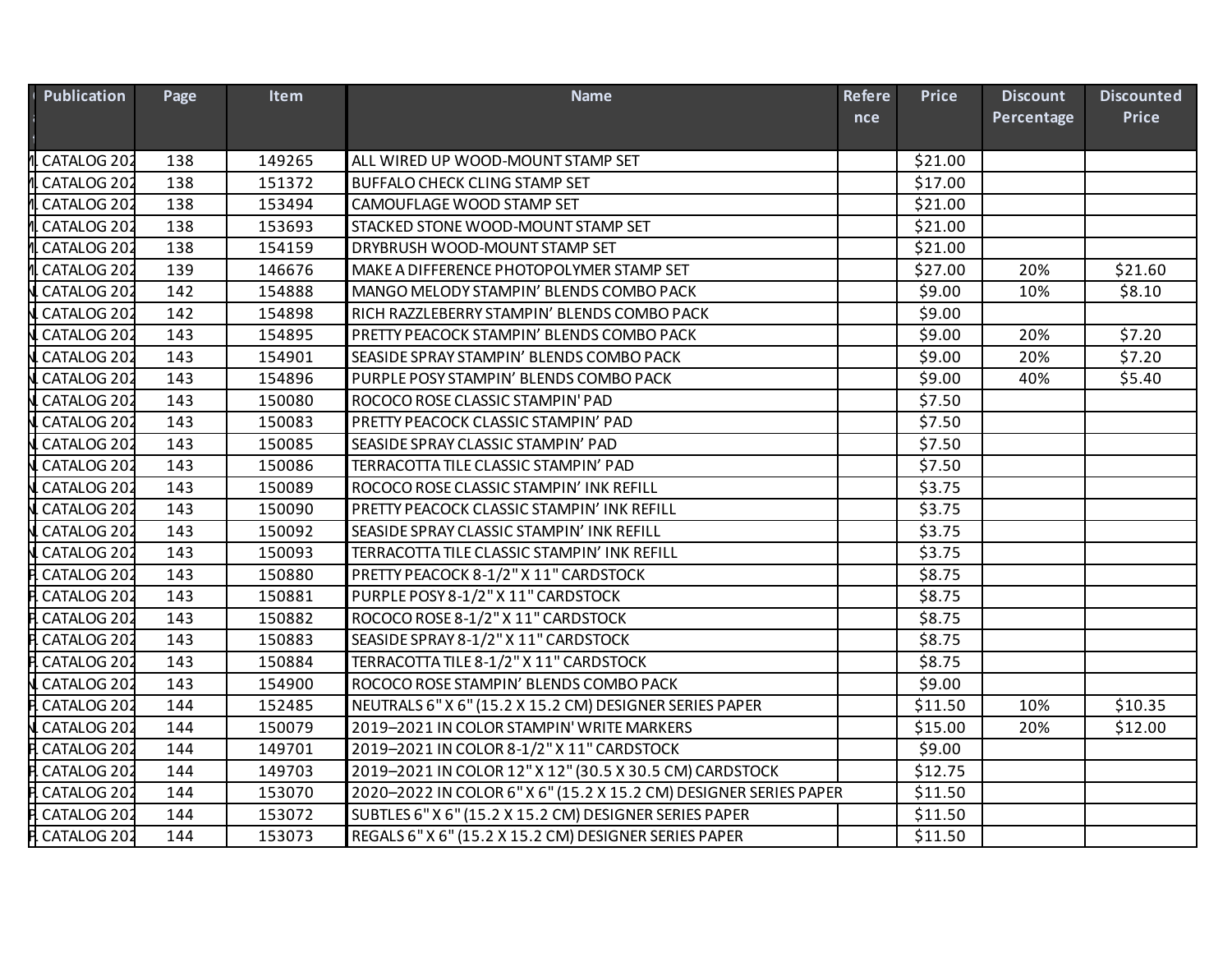| Publication | Page | Item | Name | Reference | Price | Discount Percentage | Discounted Price |
|---|---|---|---|---|---|---|---|
| CATALOG 202 | 138 | 149265 | ALL WIRED UP WOOD-MOUNT STAMP SET | | $21.00 | | |
| CATALOG 202 | 138 | 151372 | BUFFALO CHECK CLING STAMP SET | | $17.00 | | |
| CATALOG 202 | 138 | 153494 | CAMOUFLAGE WOOD STAMP SET | | $21.00 | | |
| CATALOG 202 | 138 | 153693 | STACKED STONE WOOD-MOUNT STAMP SET | | $21.00 | | |
| CATALOG 202 | 138 | 154159 | DRYBRUSH WOOD-MOUNT STAMP SET | | $21.00 | | |
| CATALOG 202 | 139 | 146676 | MAKE A DIFFERENCE PHOTOPOLYMER STAMP SET | | $27.00 | 20% | $21.60 |
| CATALOG 202 | 142 | 154888 | MANGO MELODY STAMPIN' BLENDS COMBO PACK | | $9.00 | 10% | $8.10 |
| CATALOG 202 | 142 | 154898 | RICH RAZZLEBERRY STAMPIN' BLENDS COMBO PACK | | $9.00 | | |
| CATALOG 202 | 143 | 154895 | PRETTY PEACOCK STAMPIN' BLENDS COMBO PACK | | $9.00 | 20% | $7.20 |
| CATALOG 202 | 143 | 154901 | SEASIDE SPRAY STAMPIN' BLENDS COMBO PACK | | $9.00 | 20% | $7.20 |
| CATALOG 202 | 143 | 154896 | PURPLE POSY STAMPIN' BLENDS COMBO PACK | | $9.00 | 40% | $5.40 |
| CATALOG 202 | 143 | 150080 | ROCOCO ROSE CLASSIC STAMPIN' PAD | | $7.50 | | |
| CATALOG 202 | 143 | 150083 | PRETTY PEACOCK CLASSIC STAMPIN' PAD | | $7.50 | | |
| CATALOG 202 | 143 | 150085 | SEASIDE SPRAY CLASSIC STAMPIN' PAD | | $7.50 | | |
| CATALOG 202 | 143 | 150086 | TERRACOTTA TILE CLASSIC STAMPIN' PAD | | $7.50 | | |
| CATALOG 202 | 143 | 150089 | ROCOCO ROSE CLASSIC STAMPIN' INK REFILL | | $3.75 | | |
| CATALOG 202 | 143 | 150090 | PRETTY PEACOCK CLASSIC STAMPIN' INK REFILL | | $3.75 | | |
| CATALOG 202 | 143 | 150092 | SEASIDE SPRAY CLASSIC STAMPIN' INK REFILL | | $3.75 | | |
| CATALOG 202 | 143 | 150093 | TERRACOTTA TILE CLASSIC STAMPIN' INK REFILL | | $3.75 | | |
| CATALOG 202 | 143 | 150880 | PRETTY PEACOCK 8-1/2" X 11" CARDSTOCK | | $8.75 | | |
| CATALOG 202 | 143 | 150881 | PURPLE POSY 8-1/2" X 11" CARDSTOCK | | $8.75 | | |
| CATALOG 202 | 143 | 150882 | ROCOCO ROSE 8-1/2" X 11" CARDSTOCK | | $8.75 | | |
| CATALOG 202 | 143 | 150883 | SEASIDE SPRAY 8-1/2" X 11" CARDSTOCK | | $8.75 | | |
| CATALOG 202 | 143 | 150884 | TERRACOTTA TILE 8-1/2" X 11" CARDSTOCK | | $8.75 | | |
| CATALOG 202 | 143 | 154900 | ROCOCO ROSE STAMPIN' BLENDS COMBO PACK | | $9.00 | | |
| CATALOG 202 | 144 | 152485 | NEUTRALS 6" X 6" (15.2 X 15.2 CM) DESIGNER SERIES PAPER | | $11.50 | 10% | $10.35 |
| CATALOG 202 | 144 | 150079 | 2019–2021 IN COLOR STAMPIN' WRITE MARKERS | | $15.00 | 20% | $12.00 |
| CATALOG 202 | 144 | 149701 | 2019–2021 IN COLOR 8-1/2" X 11" CARDSTOCK | | $9.00 | | |
| CATALOG 202 | 144 | 149703 | 2019–2021 IN COLOR 12" X 12" (30.5 X 30.5 CM) CARDSTOCK | | $12.75 | | |
| CATALOG 202 | 144 | 153070 | 2020–2022 IN COLOR 6" X 6" (15.2 X 15.2 CM) DESIGNER SERIES PAPER | | $11.50 | | |
| CATALOG 202 | 144 | 153072 | SUBTLES 6" X 6" (15.2 X 15.2 CM) DESIGNER SERIES PAPER | | $11.50 | | |
| CATALOG 202 | 144 | 153073 | REGALS 6" X 6" (15.2 X 15.2 CM) DESIGNER SERIES PAPER | | $11.50 | | |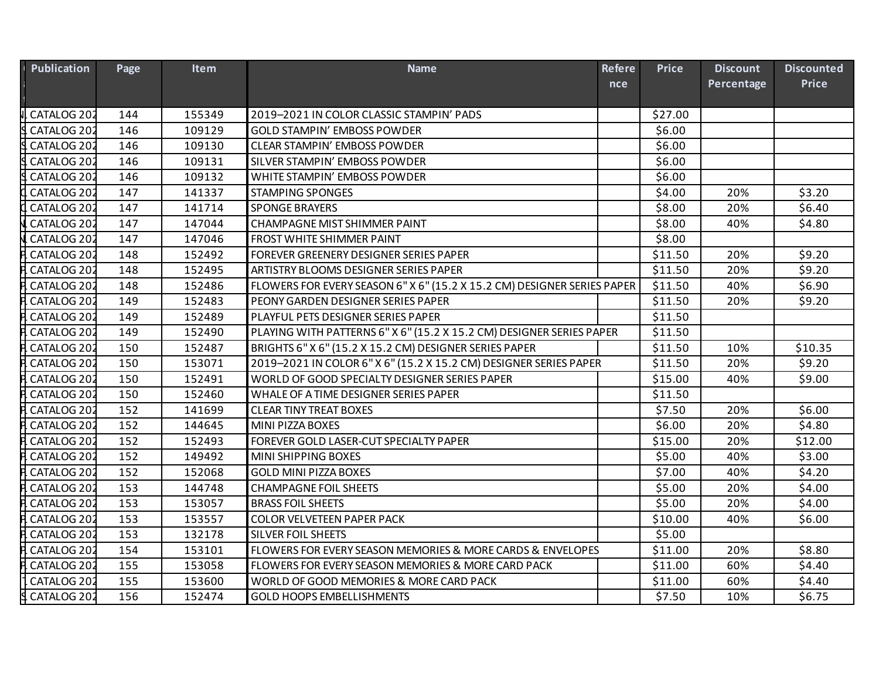| | Publication | Page | Item | Name | Reference | Price | Discount Percentage | Discounted Price |
|---|---|---|---|---|---|---|---|---|
| N | CATALOG 202 | 144 | 155349 | 2019–2021 IN COLOR CLASSIC STAMPIN' PADS | | $27.00 | | |
| S | CATALOG 202 | 146 | 109129 | GOLD STAMPIN' EMBOSS POWDER | | $6.00 | | |
| S | CATALOG 202 | 146 | 109130 | CLEAR STAMPIN' EMBOSS POWDER | | $6.00 | | |
| S | CATALOG 202 | 146 | 109131 | SILVER STAMPIN' EMBOSS POWDER | | $6.00 | | |
| S | CATALOG 202 | 146 | 109132 | WHITE STAMPIN' EMBOSS POWDER | | $6.00 | | |
| C | CATALOG 202 | 147 | 141337 | STAMPING SPONGES | | $4.00 | 20% | $3.20 |
| C | CATALOG 202 | 147 | 141714 | SPONGE BRAYERS | | $8.00 | 20% | $6.40 |
| N | CATALOG 202 | 147 | 147044 | CHAMPAGNE MIST SHIMMER PAINT | | $8.00 | 40% | $4.80 |
| N | CATALOG 202 | 147 | 147046 | FROST WHITE SHIMMER PAINT | | $8.00 | | |
| P | CATALOG 202 | 148 | 152492 | FOREVER GREENERY DESIGNER SERIES PAPER | | $11.50 | 20% | $9.20 |
| P | CATALOG 202 | 148 | 152495 | ARTISTRY BLOOMS DESIGNER SERIES PAPER | | $11.50 | 20% | $9.20 |
| P | CATALOG 202 | 148 | 152486 | FLOWERS FOR EVERY SEASON 6" X 6" (15.2 X 15.2 CM) DESIGNER SERIES PAPER | | $11.50 | 40% | $6.90 |
| P | CATALOG 202 | 149 | 152483 | PEONY GARDEN DESIGNER SERIES PAPER | | $11.50 | 20% | $9.20 |
| P | CATALOG 202 | 149 | 152489 | PLAYFUL PETS DESIGNER SERIES PAPER | | $11.50 | | |
| P | CATALOG 202 | 149 | 152490 | PLAYING WITH PATTERNS 6" X 6" (15.2 X 15.2 CM) DESIGNER SERIES PAPER | | $11.50 | | |
| P | CATALOG 202 | 150 | 152487 | BRIGHTS 6" X 6" (15.2 X 15.2 CM) DESIGNER SERIES PAPER | | $11.50 | 10% | $10.35 |
| P | CATALOG 202 | 150 | 153071 | 2019–2021 IN COLOR 6" X 6" (15.2 X 15.2 CM) DESIGNER SERIES PAPER | | $11.50 | 20% | $9.20 |
| P | CATALOG 202 | 150 | 152491 | WORLD OF GOOD SPECIALTY DESIGNER SERIES PAPER | | $15.00 | 40% | $9.00 |
| P | CATALOG 202 | 150 | 152460 | WHALE OF A TIME DESIGNER SERIES PAPER | | $11.50 | | |
| P | CATALOG 202 | 152 | 141699 | CLEAR TINY TREAT BOXES | | $7.50 | 20% | $6.00 |
| P | CATALOG 202 | 152 | 144645 | MINI PIZZA BOXES | | $6.00 | 20% | $4.80 |
| P | CATALOG 202 | 152 | 152493 | FOREVER GOLD LASER-CUT SPECIALTY PAPER | | $15.00 | 20% | $12.00 |
| P | CATALOG 202 | 152 | 149492 | MINI SHIPPING BOXES | | $5.00 | 40% | $3.00 |
| P | CATALOG 202 | 152 | 152068 | GOLD MINI PIZZA BOXES | | $7.00 | 40% | $4.20 |
| P | CATALOG 202 | 153 | 144748 | CHAMPAGNE FOIL SHEETS | | $5.00 | 20% | $4.00 |
| P | CATALOG 202 | 153 | 153057 | BRASS FOIL SHEETS | | $5.00 | 20% | $4.00 |
| P | CATALOG 202 | 153 | 153557 | COLOR VELVETEEN PAPER PACK | | $10.00 | 40% | $6.00 |
| P | CATALOG 202 | 153 | 132178 | SILVER FOIL SHEETS | | $5.00 | | |
| P | CATALOG 202 | 154 | 153101 | FLOWERS FOR EVERY SEASON MEMORIES & MORE CARDS & ENVELOPES | | $11.00 | 20% | $8.80 |
| P | CATALOG 202 | 155 | 153058 | FLOWERS FOR EVERY SEASON MEMORIES & MORE CARD PACK | | $11.00 | 60% | $4.40 |
| T | CATALOG 202 | 155 | 153600 | WORLD OF GOOD MEMORIES & MORE CARD PACK | | $11.00 | 60% | $4.40 |
| S | CATALOG 202 | 156 | 152474 | GOLD HOOPS EMBELLISHMENTS | | $7.50 | 10% | $6.75 |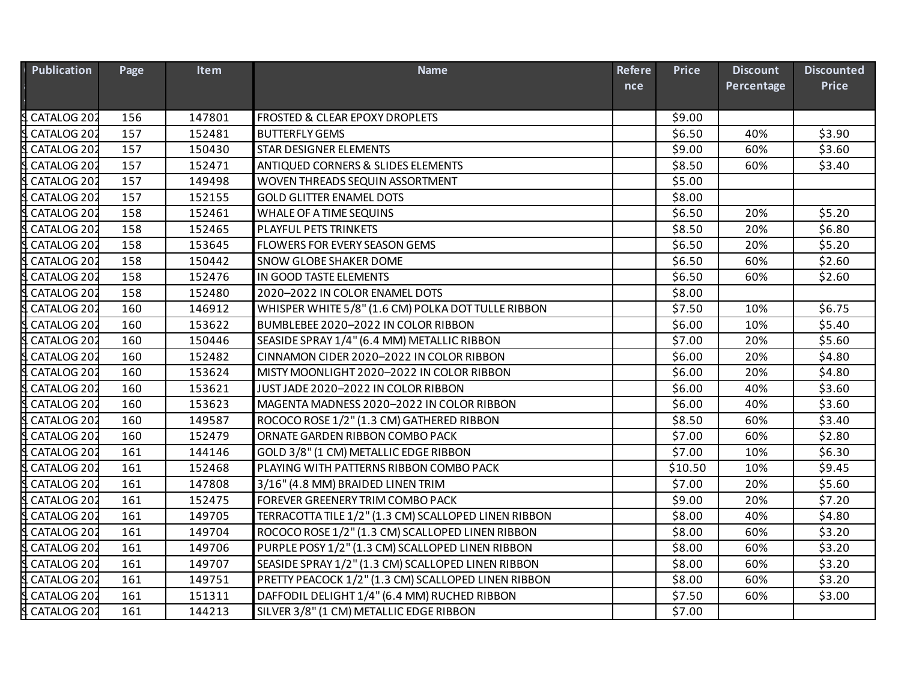| Publication | Page | Item | Name | Reference | Price | Discount Percentage | Discounted Price |
|---|---|---|---|---|---|---|---|
| CATALOG 202 | 156 | 147801 | FROSTED & CLEAR EPOXY DROPLETS | | $9.00 | | |
| CATALOG 202 | 157 | 152481 | BUTTERFLY GEMS | | $6.50 | 40% | $3.90 |
| CATALOG 202 | 157 | 150430 | STAR DESIGNER ELEMENTS | | $9.00 | 60% | $3.60 |
| CATALOG 202 | 157 | 152471 | ANTIQUED CORNERS & SLIDES ELEMENTS | | $8.50 | 60% | $3.40 |
| CATALOG 202 | 157 | 149498 | WOVEN THREADS SEQUIN ASSORTMENT | | $5.00 | | |
| CATALOG 202 | 157 | 152155 | GOLD GLITTER ENAMEL DOTS | | $8.00 | | |
| CATALOG 202 | 158 | 152461 | WHALE OF A TIME SEQUINS | | $6.50 | 20% | $5.20 |
| CATALOG 202 | 158 | 152465 | PLAYFUL PETS TRINKETS | | $8.50 | 20% | $6.80 |
| CATALOG 202 | 158 | 153645 | FLOWERS FOR EVERY SEASON GEMS | | $6.50 | 20% | $5.20 |
| CATALOG 202 | 158 | 150442 | SNOW GLOBE SHAKER DOME | | $6.50 | 60% | $2.60 |
| CATALOG 202 | 158 | 152476 | IN GOOD TASTE ELEMENTS | | $6.50 | 60% | $2.60 |
| CATALOG 202 | 158 | 152480 | 2020–2022 IN COLOR ENAMEL DOTS | | $8.00 | | |
| CATALOG 202 | 160 | 146912 | WHISPER WHITE 5/8" (1.6 CM) POLKA DOT TULLE RIBBON | | $7.50 | 10% | $6.75 |
| CATALOG 202 | 160 | 153622 | BUMBLEBEE 2020–2022 IN COLOR RIBBON | | $6.00 | 10% | $5.40 |
| CATALOG 202 | 160 | 150446 | SEASIDE SPRAY 1/4" (6.4 MM) METALLIC RIBBON | | $7.00 | 20% | $5.60 |
| CATALOG 202 | 160 | 152482 | CINNAMON CIDER 2020–2022 IN COLOR RIBBON | | $6.00 | 20% | $4.80 |
| CATALOG 202 | 160 | 153624 | MISTY MOONLIGHT 2020–2022 IN COLOR RIBBON | | $6.00 | 20% | $4.80 |
| CATALOG 202 | 160 | 153621 | JUST JADE 2020–2022 IN COLOR RIBBON | | $6.00 | 40% | $3.60 |
| CATALOG 202 | 160 | 153623 | MAGENTA MADNESS 2020–2022 IN COLOR RIBBON | | $6.00 | 40% | $3.60 |
| CATALOG 202 | 160 | 149587 | ROCOCO ROSE 1/2" (1.3 CM) GATHERED RIBBON | | $8.50 | 60% | $3.40 |
| CATALOG 202 | 160 | 152479 | ORNATE GARDEN RIBBON COMBO PACK | | $7.00 | 60% | $2.80 |
| CATALOG 202 | 161 | 144146 | GOLD 3/8" (1 CM) METALLIC EDGE RIBBON | | $7.00 | 10% | $6.30 |
| CATALOG 202 | 161 | 152468 | PLAYING WITH PATTERNS RIBBON COMBO PACK | | $10.50 | 10% | $9.45 |
| CATALOG 202 | 161 | 147808 | 3/16" (4.8 MM) BRAIDED LINEN TRIM | | $7.00 | 20% | $5.60 |
| CATALOG 202 | 161 | 152475 | FOREVER GREENERY TRIM COMBO PACK | | $9.00 | 20% | $7.20 |
| CATALOG 202 | 161 | 149705 | TERRACOTTA TILE 1/2" (1.3 CM) SCALLOPED LINEN RIBBON | | $8.00 | 40% | $4.80 |
| CATALOG 202 | 161 | 149704 | ROCOCO ROSE 1/2" (1.3 CM) SCALLOPED LINEN RIBBON | | $8.00 | 60% | $3.20 |
| CATALOG 202 | 161 | 149706 | PURPLE POSY 1/2" (1.3 CM) SCALLOPED LINEN RIBBON | | $8.00 | 60% | $3.20 |
| CATALOG 202 | 161 | 149707 | SEASIDE SPRAY 1/2" (1.3 CM) SCALLOPED LINEN RIBBON | | $8.00 | 60% | $3.20 |
| CATALOG 202 | 161 | 149751 | PRETTY PEACOCK 1/2" (1.3 CM) SCALLOPED LINEN RIBBON | | $8.00 | 60% | $3.20 |
| CATALOG 202 | 161 | 151311 | DAFFODIL DELIGHT 1/4" (6.4 MM) RUCHED RIBBON | | $7.50 | 60% | $3.00 |
| CATALOG 202 | 161 | 144213 | SILVER 3/8" (1 CM) METALLIC EDGE RIBBON | | $7.00 | | |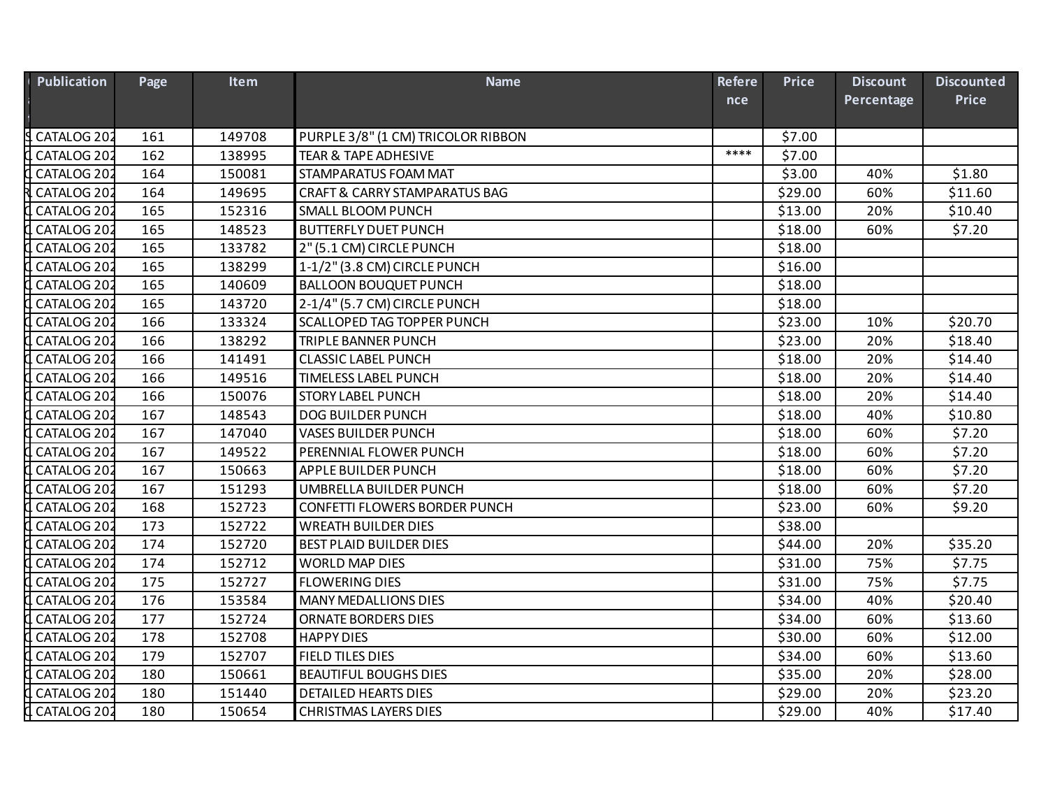| Publication | Page | Item | Name | Reference | Price | Discount Percentage | Discounted Price |
|---|---|---|---|---|---|---|---|
| CATALOG 202 | 161 | 149708 | PURPLE 3/8" (1 CM) TRICOLOR RIBBON | | $7.00 | | |
| CATALOG 202 | 162 | 138995 | TEAR & TAPE ADHESIVE | **** | $7.00 | | |
| CATALOG 202 | 164 | 150081 | STAMPARATUS FOAM MAT | | $3.00 | 40% | $1.80 |
| CATALOG 202 | 164 | 149695 | CRAFT & CARRY STAMPARATUS BAG | | $29.00 | 60% | $11.60 |
| CATALOG 202 | 165 | 152316 | SMALL BLOOM PUNCH | | $13.00 | 20% | $10.40 |
| CATALOG 202 | 165 | 148523 | BUTTERFLY DUET PUNCH | | $18.00 | 60% | $7.20 |
| CATALOG 202 | 165 | 133782 | 2" (5.1 CM) CIRCLE PUNCH | | $18.00 | | |
| CATALOG 202 | 165 | 138299 | 1-1/2" (3.8 CM) CIRCLE PUNCH | | $16.00 | | |
| CATALOG 202 | 165 | 140609 | BALLOON BOUQUET PUNCH | | $18.00 | | |
| CATALOG 202 | 165 | 143720 | 2-1/4" (5.7 CM) CIRCLE PUNCH | | $18.00 | | |
| CATALOG 202 | 166 | 133324 | SCALLOPED TAG TOPPER PUNCH | | $23.00 | 10% | $20.70 |
| CATALOG 202 | 166 | 138292 | TRIPLE BANNER PUNCH | | $23.00 | 20% | $18.40 |
| CATALOG 202 | 166 | 141491 | CLASSIC LABEL PUNCH | | $18.00 | 20% | $14.40 |
| CATALOG 202 | 166 | 149516 | TIMELESS LABEL PUNCH | | $18.00 | 20% | $14.40 |
| CATALOG 202 | 166 | 150076 | STORY LABEL PUNCH | | $18.00 | 20% | $14.40 |
| CATALOG 202 | 167 | 148543 | DOG BUILDER PUNCH | | $18.00 | 40% | $10.80 |
| CATALOG 202 | 167 | 147040 | VASES BUILDER PUNCH | | $18.00 | 60% | $7.20 |
| CATALOG 202 | 167 | 149522 | PERENNIAL FLOWER PUNCH | | $18.00 | 60% | $7.20 |
| CATALOG 202 | 167 | 150663 | APPLE BUILDER PUNCH | | $18.00 | 60% | $7.20 |
| CATALOG 202 | 167 | 151293 | UMBRELLA BUILDER PUNCH | | $18.00 | 60% | $7.20 |
| CATALOG 202 | 168 | 152723 | CONFETTI FLOWERS BORDER PUNCH | | $23.00 | 60% | $9.20 |
| CATALOG 202 | 173 | 152722 | WREATH BUILDER DIES | | $38.00 | | |
| CATALOG 202 | 174 | 152720 | BEST PLAID BUILDER DIES | | $44.00 | 20% | $35.20 |
| CATALOG 202 | 174 | 152712 | WORLD MAP DIES | | $31.00 | 75% | $7.75 |
| CATALOG 202 | 175 | 152727 | FLOWERING DIES | | $31.00 | 75% | $7.75 |
| CATALOG 202 | 176 | 153584 | MANY MEDALLIONS DIES | | $34.00 | 40% | $20.40 |
| CATALOG 202 | 177 | 152724 | ORNATE BORDERS DIES | | $34.00 | 60% | $13.60 |
| CATALOG 202 | 178 | 152708 | HAPPY DIES | | $30.00 | 60% | $12.00 |
| CATALOG 202 | 179 | 152707 | FIELD TILES DIES | | $34.00 | 60% | $13.60 |
| CATALOG 202 | 180 | 150661 | BEAUTIFUL BOUGHS DIES | | $35.00 | 20% | $28.00 |
| CATALOG 202 | 180 | 151440 | DETAILED HEARTS DIES | | $29.00 | 20% | $23.20 |
| CATALOG 202 | 180 | 150654 | CHRISTMAS LAYERS DIES | | $29.00 | 40% | $17.40 |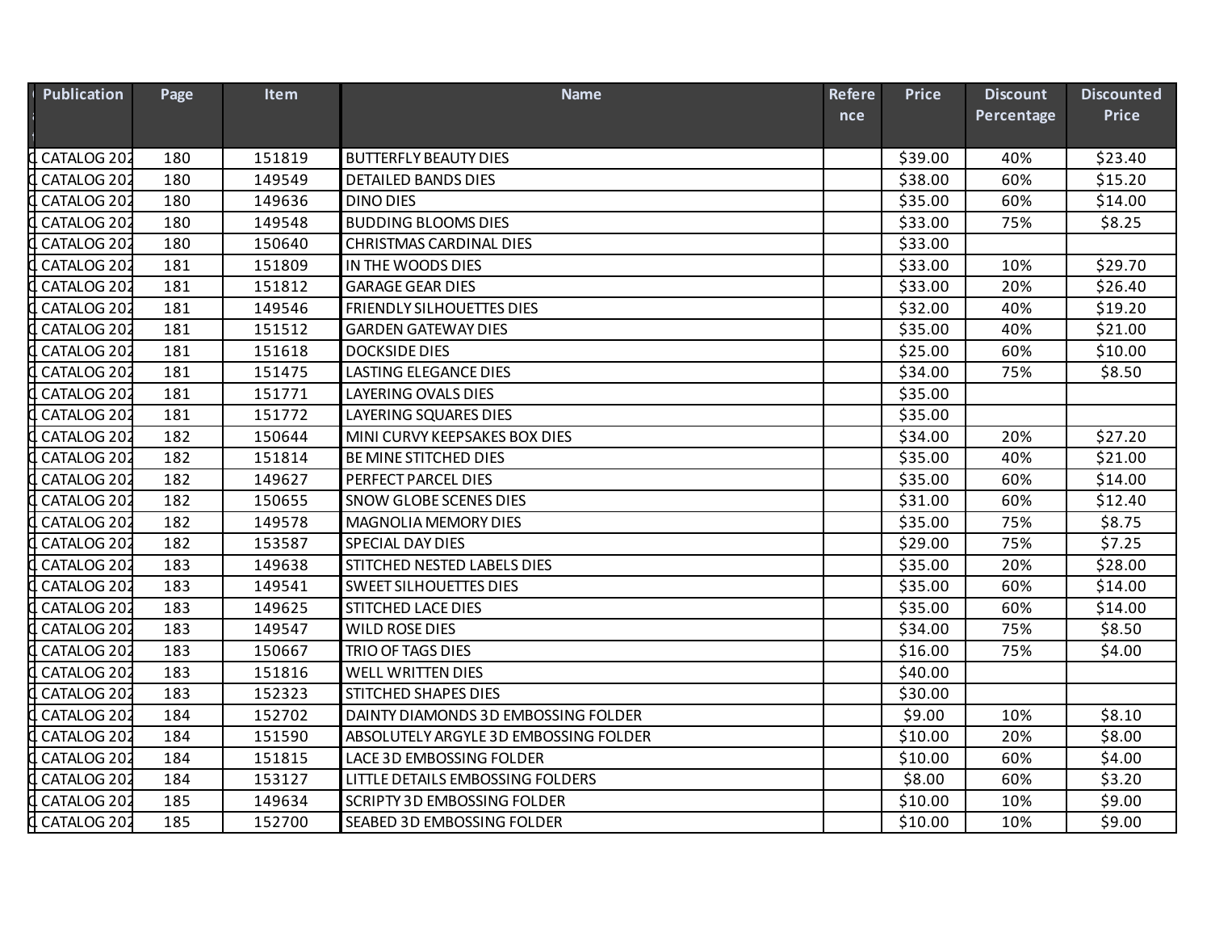| Publication | Page | Item | Name | Reference | Price | Discount Percentage | Discounted Price |
|---|---|---|---|---|---|---|---|
| CATALOG 202 | 180 | 151819 | BUTTERFLY BEAUTY DIES | | $39.00 | 40% | $23.40 |
| CATALOG 202 | 180 | 149549 | DETAILED BANDS DIES | | $38.00 | 60% | $15.20 |
| CATALOG 202 | 180 | 149636 | DINO DIES | | $35.00 | 60% | $14.00 |
| CATALOG 202 | 180 | 149548 | BUDDING BLOOMS DIES | | $33.00 | 75% | $8.25 |
| CATALOG 202 | 180 | 150640 | CHRISTMAS CARDINAL DIES | | $33.00 | | |
| CATALOG 202 | 181 | 151809 | IN THE WOODS DIES | | $33.00 | 10% | $29.70 |
| CATALOG 202 | 181 | 151812 | GARAGE GEAR DIES | | $33.00 | 20% | $26.40 |
| CATALOG 202 | 181 | 149546 | FRIENDLY SILHOUETTES DIES | | $32.00 | 40% | $19.20 |
| CATALOG 202 | 181 | 151512 | GARDEN GATEWAY DIES | | $35.00 | 40% | $21.00 |
| CATALOG 202 | 181 | 151618 | DOCKSIDE DIES | | $25.00 | 60% | $10.00 |
| CATALOG 202 | 181 | 151475 | LASTING ELEGANCE DIES | | $34.00 | 75% | $8.50 |
| CATALOG 202 | 181 | 151771 | LAYERING OVALS DIES | | $35.00 | | |
| CATALOG 202 | 181 | 151772 | LAYERING SQUARES DIES | | $35.00 | | |
| CATALOG 202 | 182 | 150644 | MINI CURVY KEEPSAKES BOX DIES | | $34.00 | 20% | $27.20 |
| CATALOG 202 | 182 | 151814 | BE MINE STITCHED DIES | | $35.00 | 40% | $21.00 |
| CATALOG 202 | 182 | 149627 | PERFECT PARCEL DIES | | $35.00 | 60% | $14.00 |
| CATALOG 202 | 182 | 150655 | SNOW GLOBE SCENES DIES | | $31.00 | 60% | $12.40 |
| CATALOG 202 | 182 | 149578 | MAGNOLIA MEMORY DIES | | $35.00 | 75% | $8.75 |
| CATALOG 202 | 182 | 153587 | SPECIAL DAY DIES | | $29.00 | 75% | $7.25 |
| CATALOG 202 | 183 | 149638 | STITCHED NESTED LABELS DIES | | $35.00 | 20% | $28.00 |
| CATALOG 202 | 183 | 149541 | SWEET SILHOUETTES DIES | | $35.00 | 60% | $14.00 |
| CATALOG 202 | 183 | 149625 | STITCHED LACE DIES | | $35.00 | 60% | $14.00 |
| CATALOG 202 | 183 | 149547 | WILD ROSE DIES | | $34.00 | 75% | $8.50 |
| CATALOG 202 | 183 | 150667 | TRIO OF TAGS DIES | | $16.00 | 75% | $4.00 |
| CATALOG 202 | 183 | 151816 | WELL WRITTEN DIES | | $40.00 | | |
| CATALOG 202 | 183 | 152323 | STITCHED SHAPES DIES | | $30.00 | | |
| CATALOG 202 | 184 | 152702 | DAINTY DIAMONDS 3D EMBOSSING FOLDER | | $9.00 | 10% | $8.10 |
| CATALOG 202 | 184 | 151590 | ABSOLUTELY ARGYLE 3D EMBOSSING FOLDER | | $10.00 | 20% | $8.00 |
| CATALOG 202 | 184 | 151815 | LACE 3D EMBOSSING FOLDER | | $10.00 | 60% | $4.00 |
| CATALOG 202 | 184 | 153127 | LITTLE DETAILS EMBOSSING FOLDERS | | $8.00 | 60% | $3.20 |
| CATALOG 202 | 185 | 149634 | SCRIPTY 3D EMBOSSING FOLDER | | $10.00 | 10% | $9.00 |
| CATALOG 202 | 185 | 152700 | SEABED 3D EMBOSSING FOLDER | | $10.00 | 10% | $9.00 |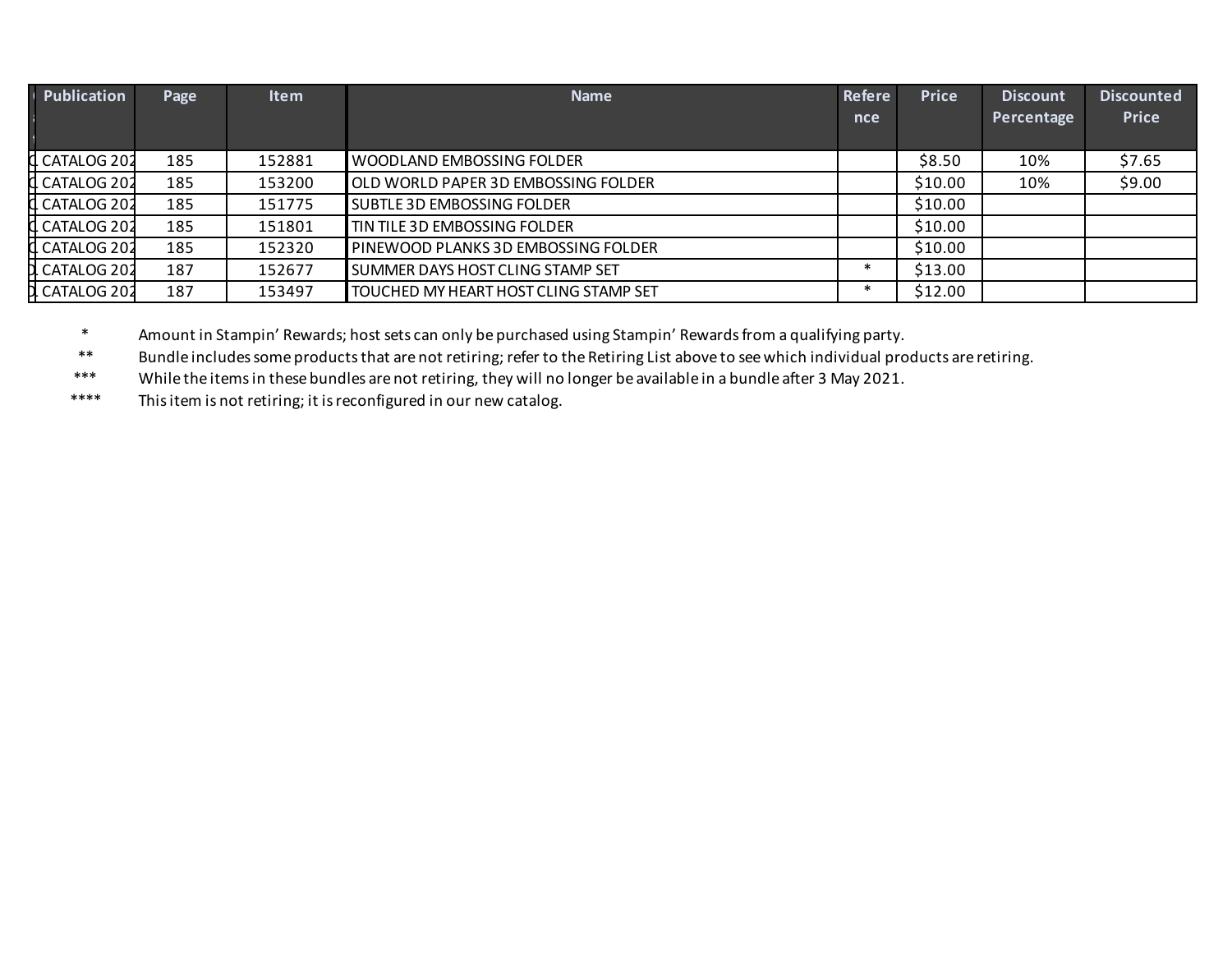| | Publication | Page | Item | Name | Reference | Price | Discount Percentage | Discounted Price |
|---|---|---|---|---|---|---|---|---|
| C | CATALOG 202 | 185 | 152881 | WOODLAND EMBOSSING FOLDER | | $8.50 | 10% | $7.65 |
| C | CATALOG 202 | 185 | 153200 | OLD WORLD PAPER 3D EMBOSSING FOLDER | | $10.00 | 10% | $9.00 |
| C | CATALOG 202 | 185 | 151775 | SUBTLE 3D EMBOSSING FOLDER | | $10.00 | | |
| C | CATALOG 202 | 185 | 151801 | TIN TILE 3D EMBOSSING FOLDER | | $10.00 | | |
| C | CATALOG 202 | 185 | 152320 | PINEWOOD PLANKS 3D EMBOSSING FOLDER | | $10.00 | | |
| D | CATALOG 202 | 187 | 152677 | SUMMER DAYS HOST CLING STAMP SET | * | $13.00 | | |
| D | CATALOG 202 | 187 | 153497 | TOUCHED MY HEART HOST CLING STAMP SET | * | $12.00 | | |

\* Amount in Stampin' Rewards; host sets can only be purchased using Stampin' Rewards from a qualifying party.

** Bundle includes some products that are not retiring; refer to the Retiring List above to see which individual products are retiring.

*** While the items in these bundles are not retiring, they will no longer be available in a bundle after 3 May 2021.

**** This item is not retiring; it is reconfigured in our new catalog.